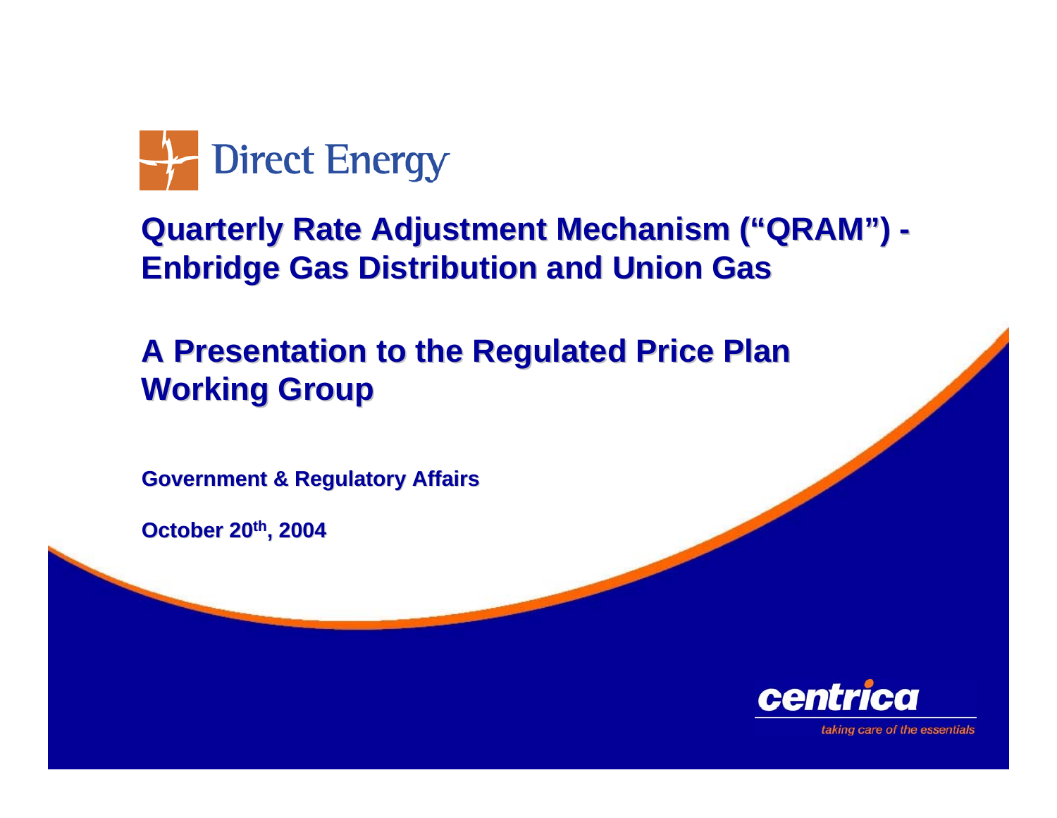Direct Energy

# Quarterly Rate Adjustment Mechanism ("QRAM") - Enbridge Gas Distribution and Union Gas

# A Presentation to the Regulated Price Plan Working Group

**Government & Regulatory Affairs**

**October 20th, 2004**

centrica

*taking care of the essentials*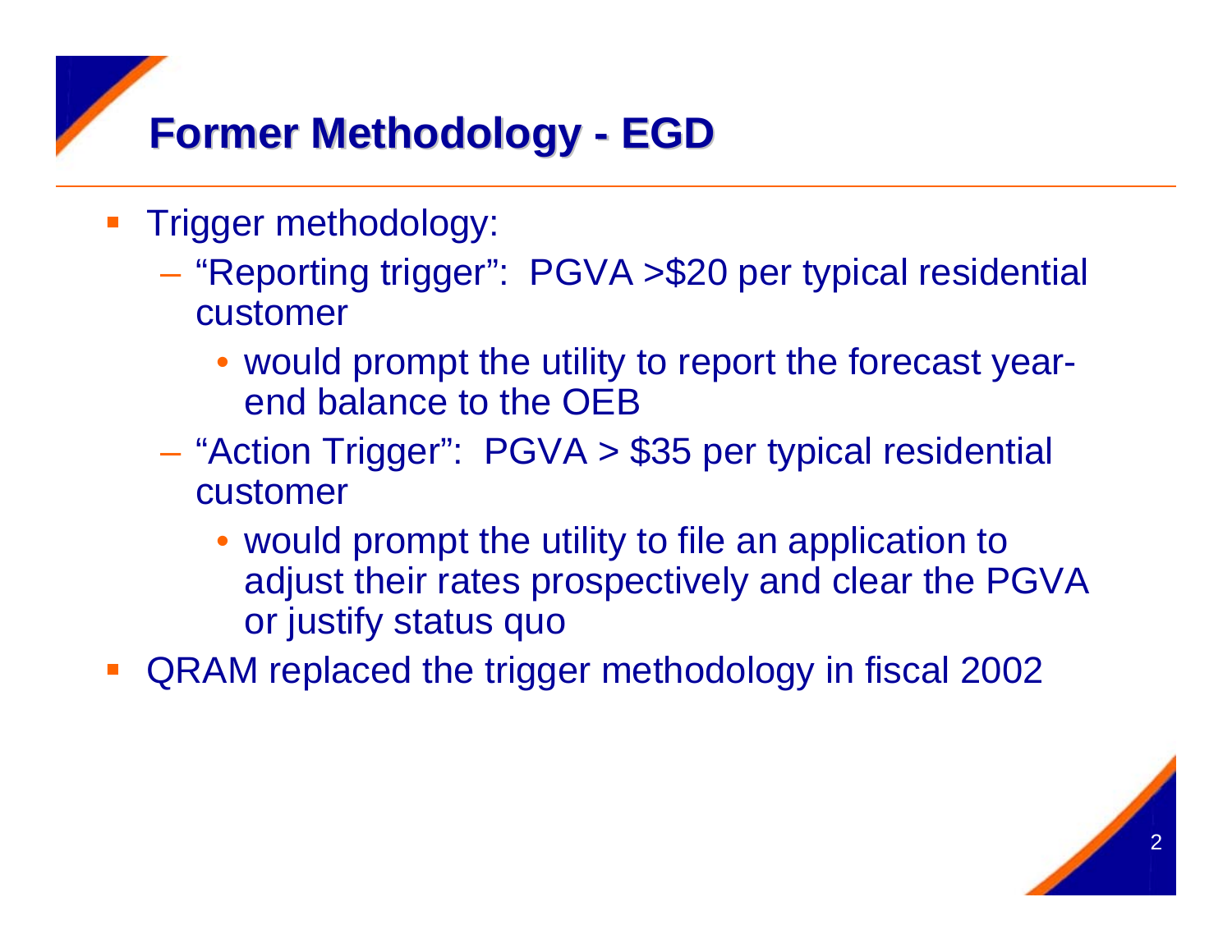# Former Methodology - EGD

- Trigger methodology:
  - "Reporting trigger": PGVA >$20 per typical residential customer
    - would prompt the utility to report the forecast year-end balance to the OEB
  - "Action Trigger": PGVA > $35 per typical residential customer
    - would prompt the utility to file an application to adjust their rates prospectively and clear the PGVA or justify status quo
- QRAM replaced the trigger methodology in fiscal 2002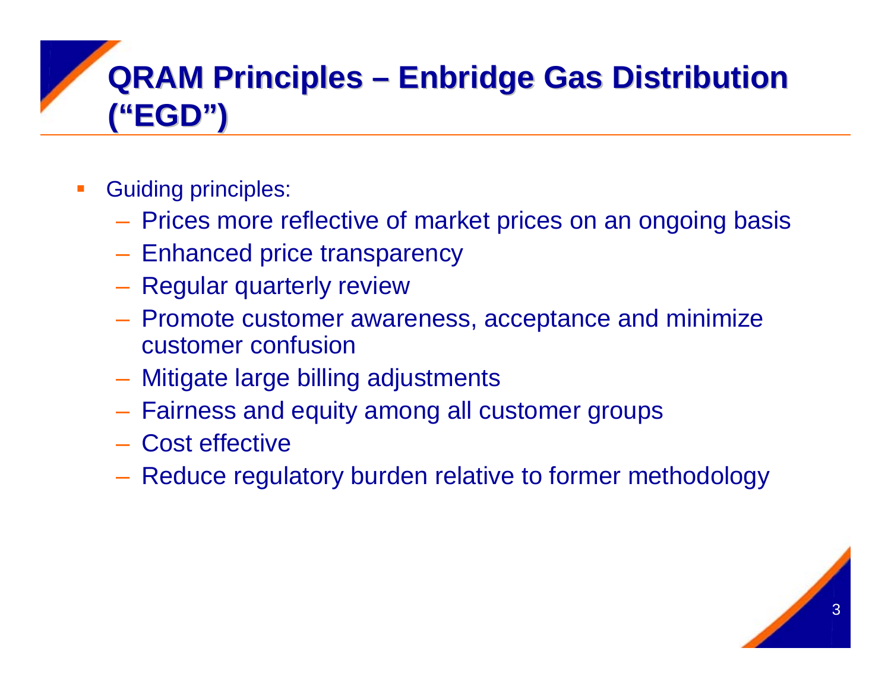# QRAM Principles – Enbridge Gas Distribution ("EGD")

- Guiding principles:
  - Prices more reflective of market prices on an ongoing basis
  - Enhanced price transparency
  - Regular quarterly review
  - Promote customer awareness, acceptance and minimize customer confusion
  - Mitigate large billing adjustments
  - Fairness and equity among all customer groups
  - Cost effective
  - Reduce regulatory burden relative to former methodology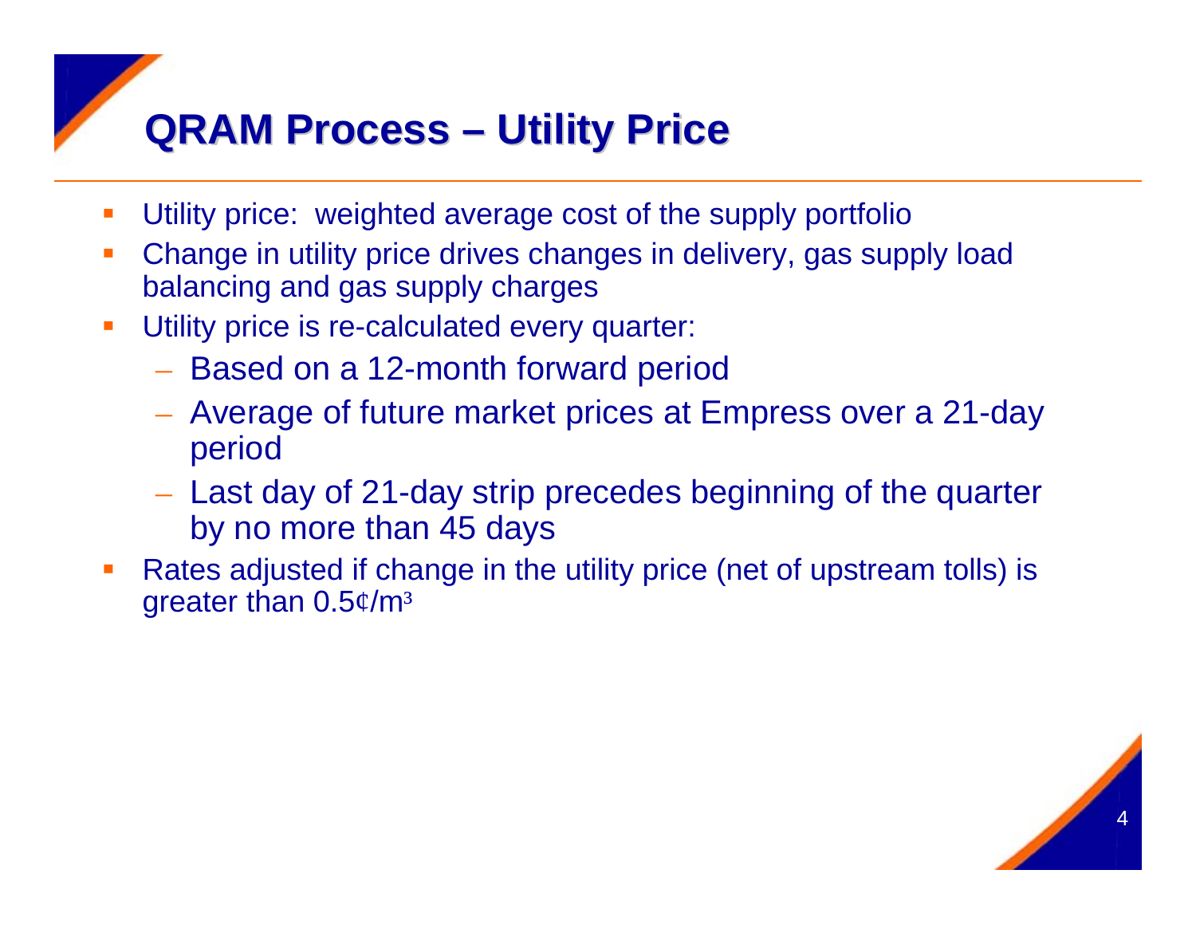# QRAM Process – Utility Price

- Utility price: weighted average cost of the supply portfolio
- Change in utility price drives changes in delivery, gas supply load balancing and gas supply charges
- Utility price is re-calculated every quarter:
  - Based on a 12-month forward period
  - Average of future market prices at Empress over a 21-day period
  - Last day of 21-day strip precedes beginning of the quarter by no more than 45 days
- Rates adjusted if change in the utility price (net of upstream tolls) is greater than 0.5¢/$m^3$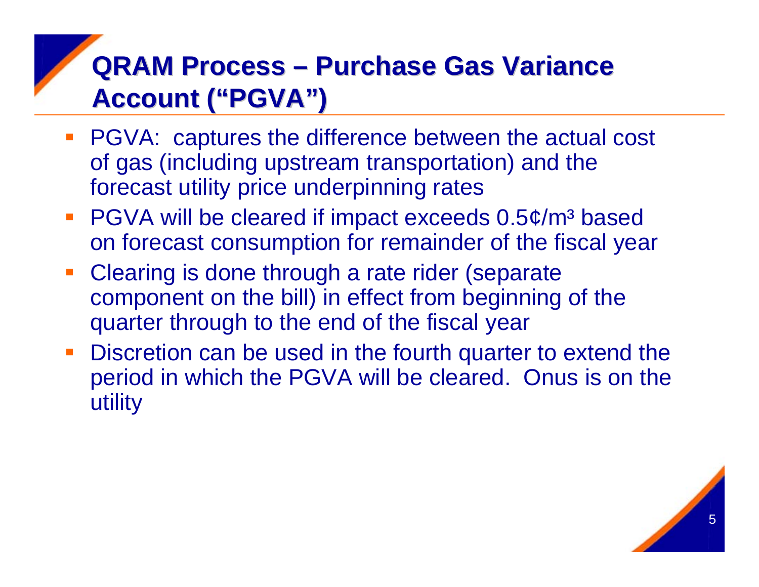# QRAM Process – Purchase Gas Variance Account ("PGVA")

- PGVA: captures the difference between the actual cost of gas (including upstream transportation) and the forecast utility price underpinning rates
- PGVA will be cleared if impact exceeds 0.5¢/$m^3$ based on forecast consumption for remainder of the fiscal year
- Clearing is done through a rate rider (separate component on the bill) in effect from beginning of the quarter through to the end of the fiscal year
- Discretion can be used in the fourth quarter to extend the period in which the PGVA will be cleared. Onus is on the utility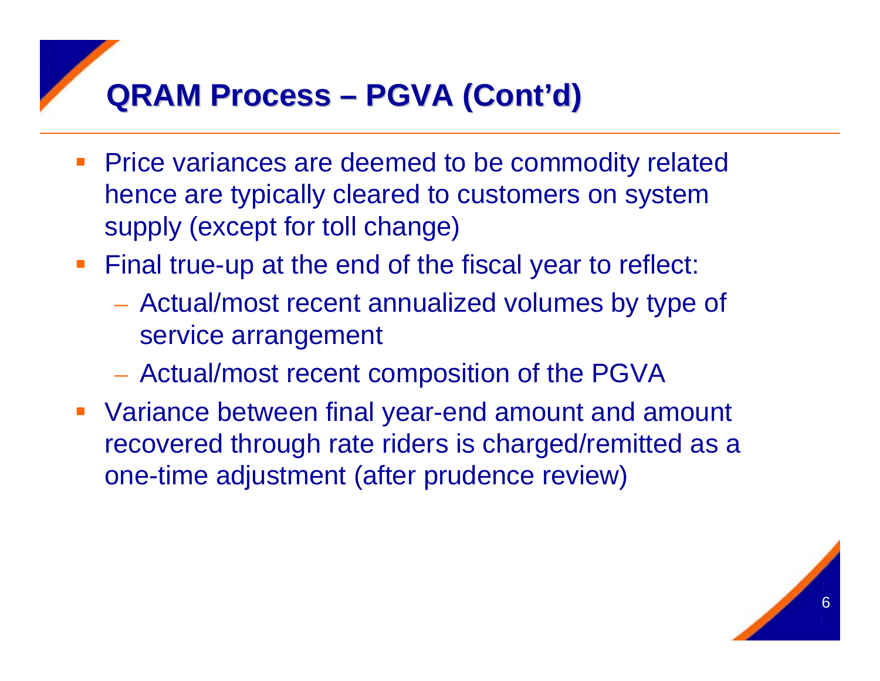# QRAM Process – PGVA (Cont'd)

- Price variances are deemed to be commodity related hence are typically cleared to customers on system supply (except for toll change)
- Final true-up at the end of the fiscal year to reflect:
  - Actual/most recent annualized volumes by type of service arrangement
  - Actual/most recent composition of the PGVA
- Variance between final year-end amount and amount recovered through rate riders is charged/remitted as a one-time adjustment (after prudence review)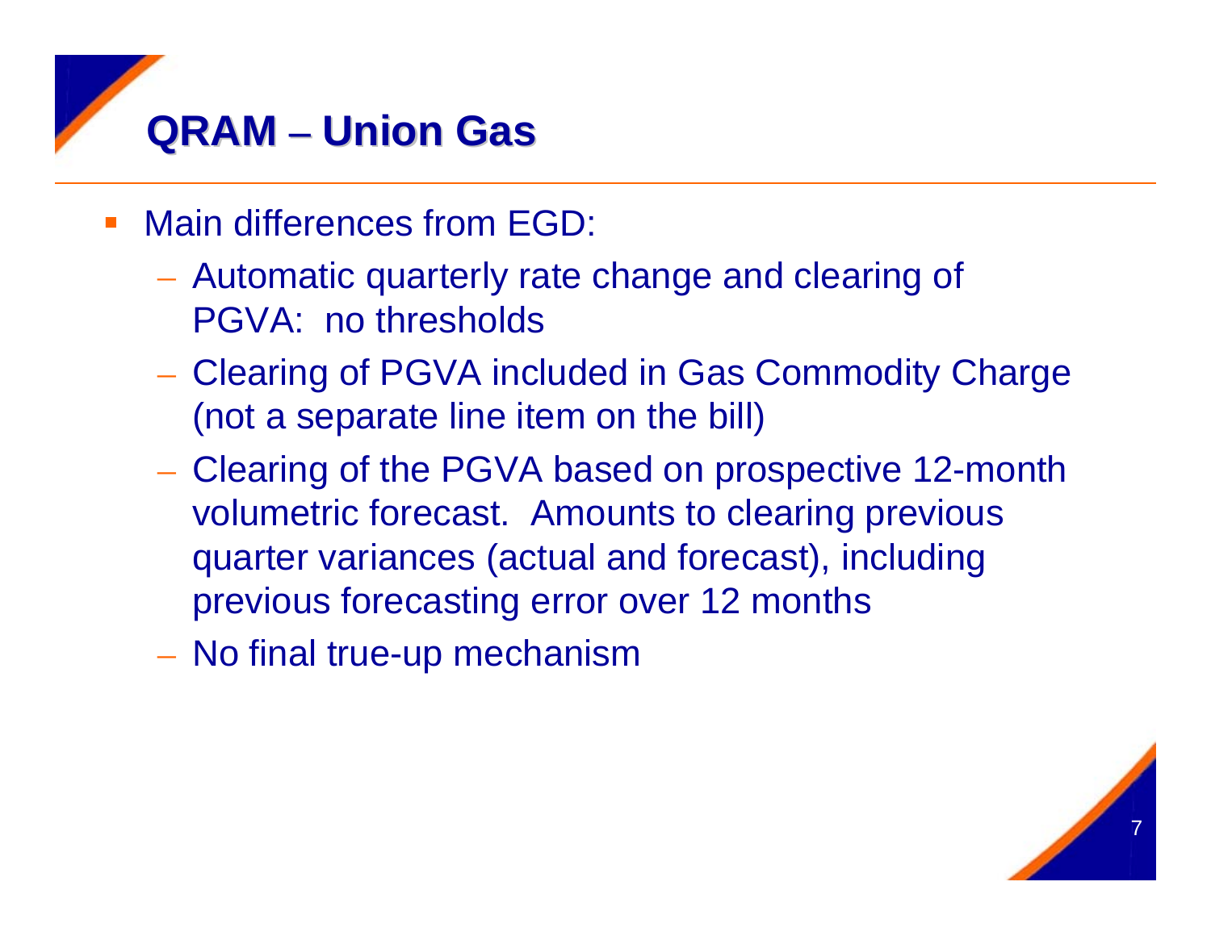# QRAM – Union Gas

- Main differences from EGD:
  - Automatic quarterly rate change and clearing of PGVA: no thresholds
  - Clearing of PGVA included in Gas Commodity Charge (not a separate line item on the bill)
  - Clearing of the PGVA based on prospective 12-month volumetric forecast. Amounts to clearing previous quarter variances (actual and forecast), including previous forecasting error over 12 months
  - No final true-up mechanism